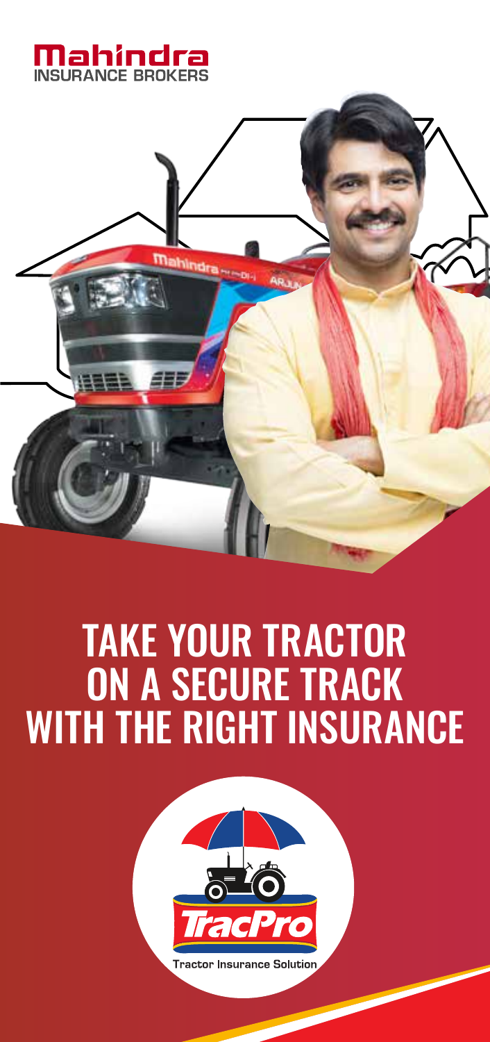Mahindra
INSURANCE BROKERS

# TAKE YOUR TRACTOR ON A SECURE TRACK WITH THE RIGHT INSURANCE

TracPro

Tractor Insurance Solution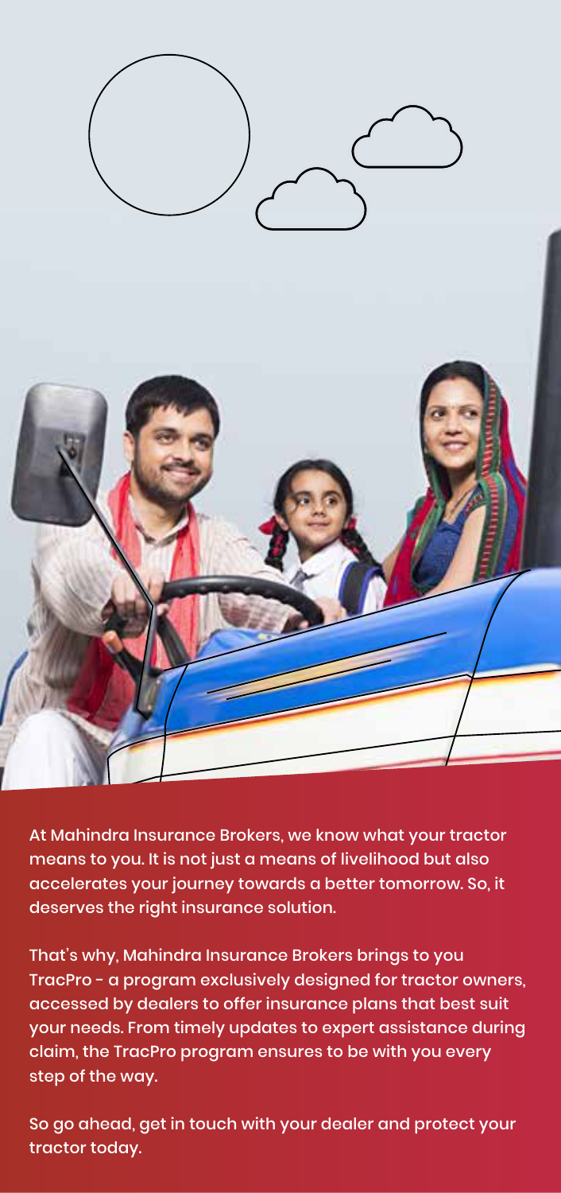At Mahindra Insurance Brokers, we know what your tractor means to you. It is not just a means of livelihood but also accelerates your journey towards a better tomorrow. So, it deserves the right insurance solution.

That's why, Mahindra Insurance Brokers brings to you TracPro - a program exclusively designed for tractor owners, accessed by dealers to offer insurance plans that best suit your needs. From timely updates to expert assistance during claim, the TracPro program ensures to be with you every step of the way.

So go ahead, get in touch with your dealer and protect your tractor today.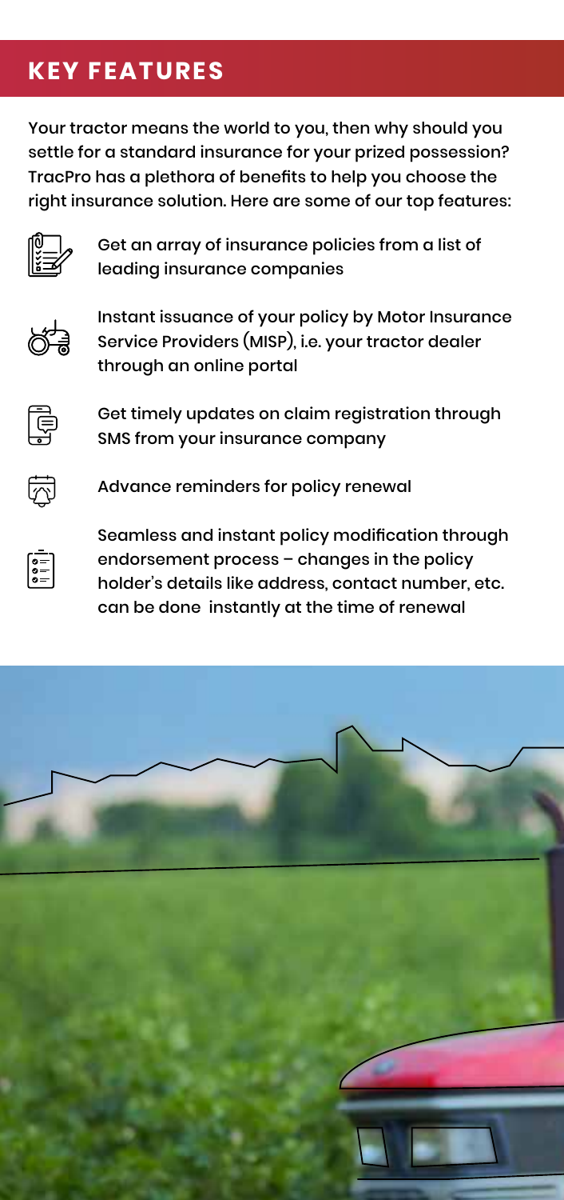## KEY FEATURES

Your tractor means the world to you, then why should you settle for a standard insurance for your prized possession? TracPro has a plethora of benefits to help you choose the right insurance solution. Here are some of our top features:

- Get an array of insurance policies from a list of leading insurance companies
- Instant issuance of your policy by Motor Insurance Service Providers (MISP), i.e. your tractor dealer through an online portal
- Get timely updates on claim registration through SMS from your insurance company
- Advance reminders for policy renewal
- Seamless and instant policy modification through endorsement process – changes in the policy holder's details like address, contact number, etc. can be done instantly at the time of renewal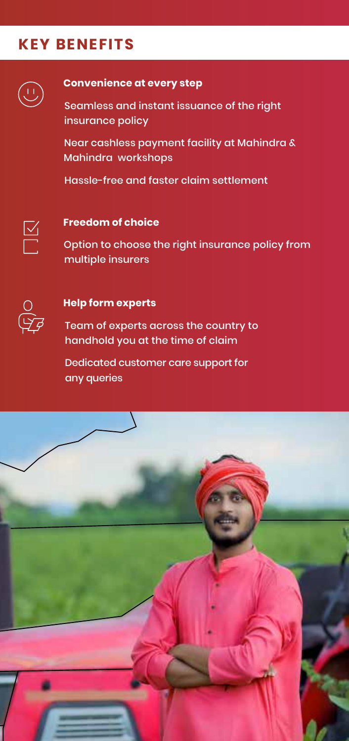## KEY BENEFITS

### Convenience at every step

Seamless and instant issuance of the right insurance policy

Near cashless payment facility at Mahindra & Mahindra workshops

Hassle-free and faster claim settlement

### Freedom of choice

Option to choose the right insurance policy from multiple insurers

### Help form experts

Team of experts across the country to handhold you at the time of claim

Dedicated customer care support for any queries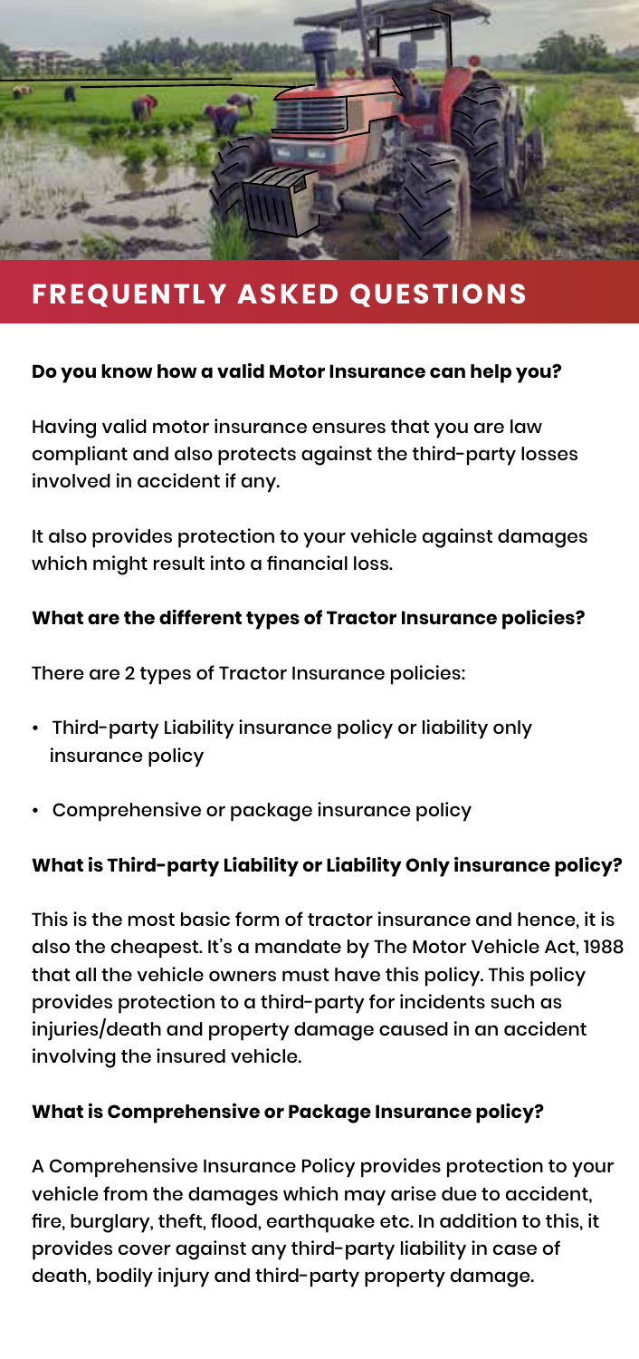## FREQUENTLY ASKED QUESTIONS

**Do you know how a valid Motor Insurance can help you?**

Having valid motor insurance ensures that you are law compliant and also protects against the third-party losses involved in accident if any.

It also provides protection to your vehicle against damages which might result into a financial loss.

**What are the different types of Tractor Insurance policies?**

There are 2 types of Tractor Insurance policies:

- Third-party Liability insurance policy or liability only insurance policy
- Comprehensive or package insurance policy

**What is Third-party Liability or Liability Only insurance policy?**

This is the most basic form of tractor insurance and hence, it is also the cheapest. It's a mandate by The Motor Vehicle Act, 1988 that all the vehicle owners must have this policy. This policy provides protection to a third-party for incidents such as injuries/death and property damage caused in an accident involving the insured vehicle.

**What is Comprehensive or Package Insurance policy?**

A Comprehensive Insurance Policy provides protection to your vehicle from the damages which may arise due to accident, fire, burglary, theft, flood, earthquake etc. In addition to this, it provides cover against any third-party liability in case of death, bodily injury and third-party property damage.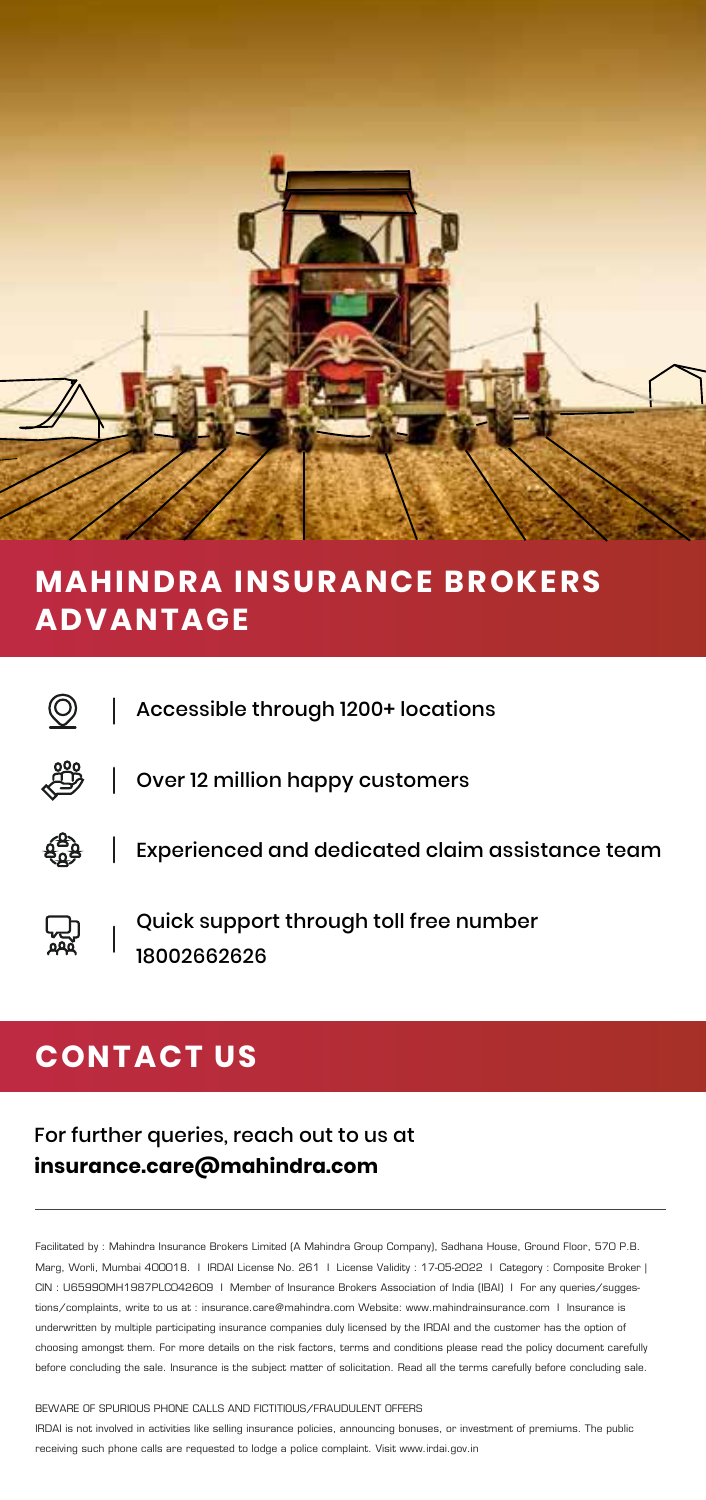## MAHINDRA INSURANCE BROKERS ADVANTAGE

- Accessible through 1200+ locations
- Over 12 million happy customers
- Experienced and dedicated claim assistance team
- Quick support through toll free number 18002662626

## CONTACT US

For further queries, reach out to us at **insurance.care@mahindra.com**

Facilitated by : Mahindra Insurance Brokers Limited (A Mahindra Group Company), Sadhana House, Ground Floor, 570 P.B. Marg, Worli, Mumbai 400018. I IRDAI License No. 261 I License Validity : 17-05-2022 I Category : Composite Broker | CIN : U65990MH1987PLC042609 I Member of Insurance Brokers Association of India (IBAI) I For any queries/suggestions/complaints, write to us at : insurance.care@mahindra.com Website: www.mahindrainsurance.com I Insurance is underwritten by multiple participating insurance companies duly licensed by the IRDAI and the customer has the option of choosing amongst them. For more details on the risk factors, terms and conditions please read the policy document carefully before concluding the sale. Insurance is the subject matter of solicitation. Read all the terms carefully before concluding sale.

BEWARE OF SPURIOUS PHONE CALLS AND FICTITIOUS/FRAUDULENT OFFERS

IRDAI is not involved in activities like selling insurance policies, announcing bonuses, or investment of premiums. The public receiving such phone calls are requested to lodge a police complaint. Visit www.irdai.gov.in